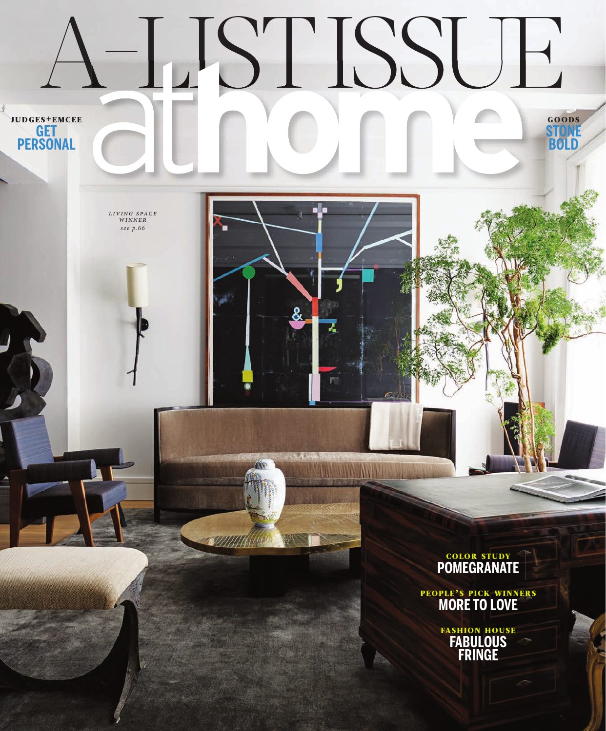# A-LIST ISSUE

# athome

**JUDGES+EMCEE**
**GET PERSONAL**

**GOODS**
**STONE BOLD**

*LIVING SPACE WINNER*
*see p.66*

**COLOR STUDY**
**POMEGRANATE**

**PEOPLE'S PICK WINNERS**
**MORE TO LOVE**

**FASHION HOUSE**
**FABULOUS FRINGE**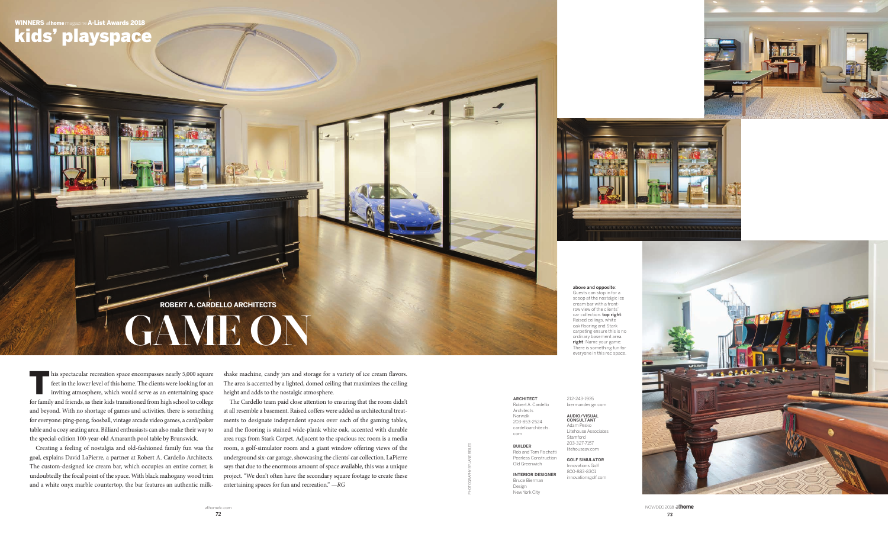WINNERS athome magazine A-List Awards 2018

# kids' playspace

ROBERT A. CARDELLO ARCHITECTS

# GAME ON

This spectacular recreation space encompasses nearly 5,000 square feet in the lower level of this home. The clients were looking for an inviting atmosphere, which would serve as an entertaining space for family and friends, as their kids transitioned from high school to college and beyond. With no shortage of games and activities, there is something for everyone: ping-pong, foosball, vintage arcade video games, a card/poker table and a cozy seating area. Billiard enthusiasts can also make their way to the special-edition 100-year-old Amaranth pool table by Brunswick.

Creating a feeling of nostalgia and old-fashioned family fun was the goal, explains David LaPierre, a partner at Robert A. Cardello Architects. The custom-designed ice cream bar, which occupies an entire corner, is undoubtedly the focal point of the space. With black mahogany wood trim and a white onyx marble countertop, the bar features an authentic milkshake machine, candy jars and storage for a variety of ice cream flavors. The area is accented by a lighted, domed ceiling that maximizes the ceiling height and adds to the nostalgic atmosphere.

The Cardello team paid close attention to ensuring that the room didn't at all resemble a basement. Raised coffers were added as architectural treatments to designate independent spaces over each of the gaming tables, and the flooring is stained wide-plank white oak, accented with durable area rugs from Stark Carpet. Adjacent to the spacious rec room is a media room, a golf-simulator room and a giant window offering views of the underground six-car garage, showcasing the clients' car collection. LaPierre says that due to the enormous amount of space available, this was a unique project. "We don't often have the secondary square footage to create these entertaining spaces for fun and recreation." *—RG*

PHOTOGRAPHY BY JANE BEILES

**above and opposite**: Guests can stop in for a scoop at the nostalgic ice cream bar with a front-row view of the clients' car collection. **top right**: Raised ceilings, white oak flooring and Stark carpeting ensure this is no ordinary basement area. **right**: Name your game: There is something fun for everyone in this rec space.

**ARCHITECT**
Robert A. Cardello Architects
Norwalk
203-853-2524
cardelloarchitects.com

**BUILDER**
Rob and Tom Fischetti
Peerless Construction
Old Greenwich

**INTERIOR DESIGNER**
Bruce Bierman Design
New York City
212-243-1935
biermandesign.com

**AUDIO/VISUAL CONSULTANT**
Adam Pesko
Litehouse Associates
Stamford
203-327-7157
litehouseav.com

**GOLF SIMULATOR**
Innovations Golf
800-883-8301
innovationsgolf.com